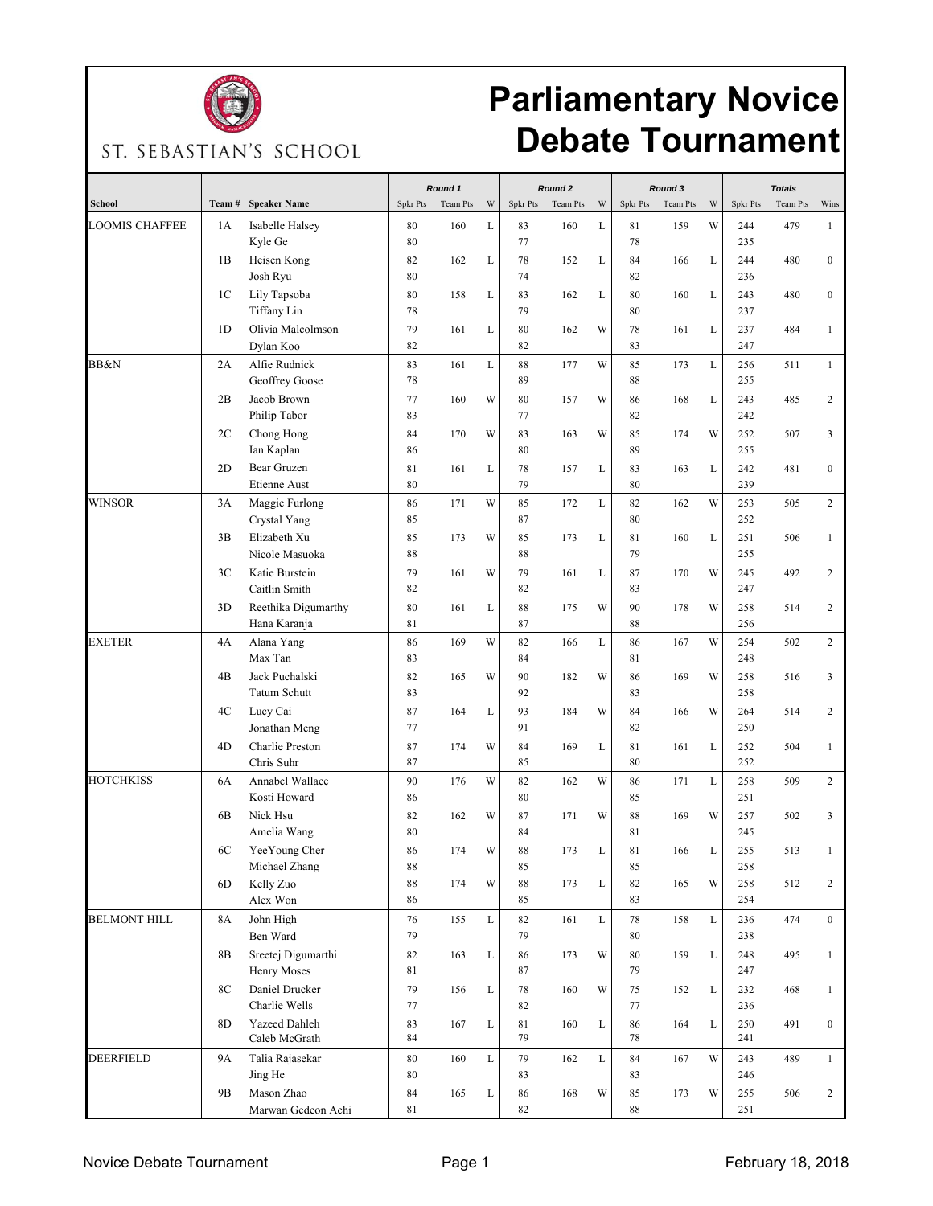ST. SEBASTIAN'S SCHOOL

# Parliamentary Novice Debate Tournament

| School | Team # | Speaker Name | Round 1 | | | Round 2 | | | Round 3 | | | Totals | | |
|---|---|---|---|---|---|---|---|---|---|---|---|---|---|---|
| | | | Spkr Pts | Team Pts | W | Spkr Pts | Team Pts | W | Spkr Pts | Team Pts | W | Spkr Pts | Team Pts | Wins |
| LOOMIS CHAFFEE | 1A | Isabelle Halsey | 80 | 160 | L | 83 | 160 | L | 81 | 159 | W | 244 | 479 | 1 |
| | | Kyle Ge | 80 | | | 77 | | | 78 | | | 235 | | |
| | 1B | Heisen Kong | 82 | 162 | L | 78 | 152 | L | 84 | 166 | L | 244 | 480 | 0 |
| | | Josh Ryu | 80 | | | 74 | | | 82 | | | 236 | | |
| | 1C | Lily Tapsoba | 80 | 158 | L | 83 | 162 | L | 80 | 160 | L | 243 | 480 | 0 |
| | | Tiffany Lin | 78 | | | 79 | | | 80 | | | 237 | | |
| | 1D | Olivia Malcolmson | 79 | 161 | L | 80 | 162 | W | 78 | 161 | L | 237 | 484 | 1 |
| | | Dylan Koo | 82 | | | 82 | | | 83 | | | 247 | | |
| BB&N | 2A | Alfie Rudnick | 83 | 161 | L | 88 | 177 | W | 85 | 173 | L | 256 | 511 | 1 |
| | | Geoffrey Goose | 78 | | | 89 | | | 88 | | | 255 | | |
| | 2B | Jacob Brown | 77 | 160 | W | 80 | 157 | W | 86 | 168 | L | 243 | 485 | 2 |
| | | Philip Tabor | 83 | | | 77 | | | 82 | | | 242 | | |
| | 2C | Chong Hong | 84 | 170 | W | 83 | 163 | W | 85 | 174 | W | 252 | 507 | 3 |
| | | Ian Kaplan | 86 | | | 80 | | | 89 | | | 255 | | |
| | 2D | Bear Gruzen | 81 | 161 | L | 78 | 157 | L | 83 | 163 | L | 242 | 481 | 0 |
| | | Etienne Aust | 80 | | | 79 | | | 80 | | | 239 | | |
| WINSOR | 3A | Maggie Furlong | 86 | 171 | W | 85 | 172 | L | 82 | 162 | W | 253 | 505 | 2 |
| | | Crystal Yang | 85 | | | 87 | | | 80 | | | 252 | | |
| | 3B | Elizabeth Xu | 85 | 173 | W | 85 | 173 | L | 81 | 160 | L | 251 | 506 | 1 |
| | | Nicole Masuoka | 88 | | | 88 | | | 79 | | | 255 | | |
| | 3C | Katie Burstein | 79 | 161 | W | 79 | 161 | L | 87 | 170 | W | 245 | 492 | 2 |
| | | Caitlin Smith | 82 | | | 82 | | | 83 | | | 247 | | |
| | 3D | Reethika Digumarthy | 80 | 161 | L | 88 | 175 | W | 90 | 178 | W | 258 | 514 | 2 |
| | | Hana Karanja | 81 | | | 87 | | | 88 | | | 256 | | |
| EXETER | 4A | Alana Yang | 86 | 169 | W | 82 | 166 | L | 86 | 167 | W | 254 | 502 | 2 |
| | | Max Tan | 83 | | | 84 | | | 81 | | | 248 | | |
| | 4B | Jack Puchalski | 82 | 165 | W | 90 | 182 | W | 86 | 169 | W | 258 | 516 | 3 |
| | | Tatum Schutt | 83 | | | 92 | | | 83 | | | 258 | | |
| | 4C | Lucy Cai | 87 | 164 | L | 93 | 184 | W | 84 | 166 | W | 264 | 514 | 2 |
| | | Jonathan Meng | 77 | | | 91 | | | 82 | | | 250 | | |
| | 4D | Charlie Preston | 87 | 174 | W | 84 | 169 | L | 81 | 161 | L | 252 | 504 | 1 |
| | | Chris Suhr | 87 | | | 85 | | | 80 | | | 252 | | |
| HOTCHKISS | 6A | Annabel Wallace | 90 | 176 | W | 82 | 162 | W | 86 | 171 | L | 258 | 509 | 2 |
| | | Kosti Howard | 86 | | | 80 | | | 85 | | | 251 | | |
| | 6B | Nick Hsu | 82 | 162 | W | 87 | 171 | W | 88 | 169 | W | 257 | 502 | 3 |
| | | Amelia Wang | 80 | | | 84 | | | 81 | | | 245 | | |
| | 6C | YeeYoung Cher | 86 | 174 | W | 88 | 173 | L | 81 | 166 | L | 255 | 513 | 1 |
| | | Michael Zhang | 88 | | | 85 | | | 85 | | | 258 | | |
| | 6D | Kelly Zuo | 88 | 174 | W | 88 | 173 | L | 82 | 165 | W | 258 | 512 | 2 |
| | | Alex Won | 86 | | | 85 | | | 83 | | | 254 | | |
| BELMONT HILL | 8A | John High | 76 | 155 | L | 82 | 161 | L | 78 | 158 | L | 236 | 474 | 0 |
| | | Ben Ward | 79 | | | 79 | | | 80 | | | 238 | | |
| | 8B | Sreetej Digumarthi | 82 | 163 | L | 86 | 173 | W | 80 | 159 | L | 248 | 495 | 1 |
| | | Henry Moses | 81 | | | 87 | | | 79 | | | 247 | | |
| | 8C | Daniel Drucker | 79 | 156 | L | 78 | 160 | W | 75 | 152 | L | 232 | 468 | 1 |
| | | Charlie Wells | 77 | | | 82 | | | 77 | | | 236 | | |
| | 8D | Yazeed Dahleh | 83 | 167 | L | 81 | 160 | L | 86 | 164 | L | 250 | 491 | 0 |
| | | Caleb McGrath | 84 | | | 79 | | | 78 | | | 241 | | |
| DEERFIELD | 9A | Talia Rajasekar | 80 | 160 | L | 79 | 162 | L | 84 | 167 | W | 243 | 489 | 1 |
| | | Jing He | 80 | | | 83 | | | 83 | | | 246 | | |
| | 9B | Mason Zhao | 84 | 165 | L | 86 | 168 | W | 85 | 173 | W | 255 | 506 | 2 |
| | | Marwan Gedeon Achi | 81 | | | 82 | | | 88 | | | 251 | | |

Novice Debate Tournament — February 18, 2018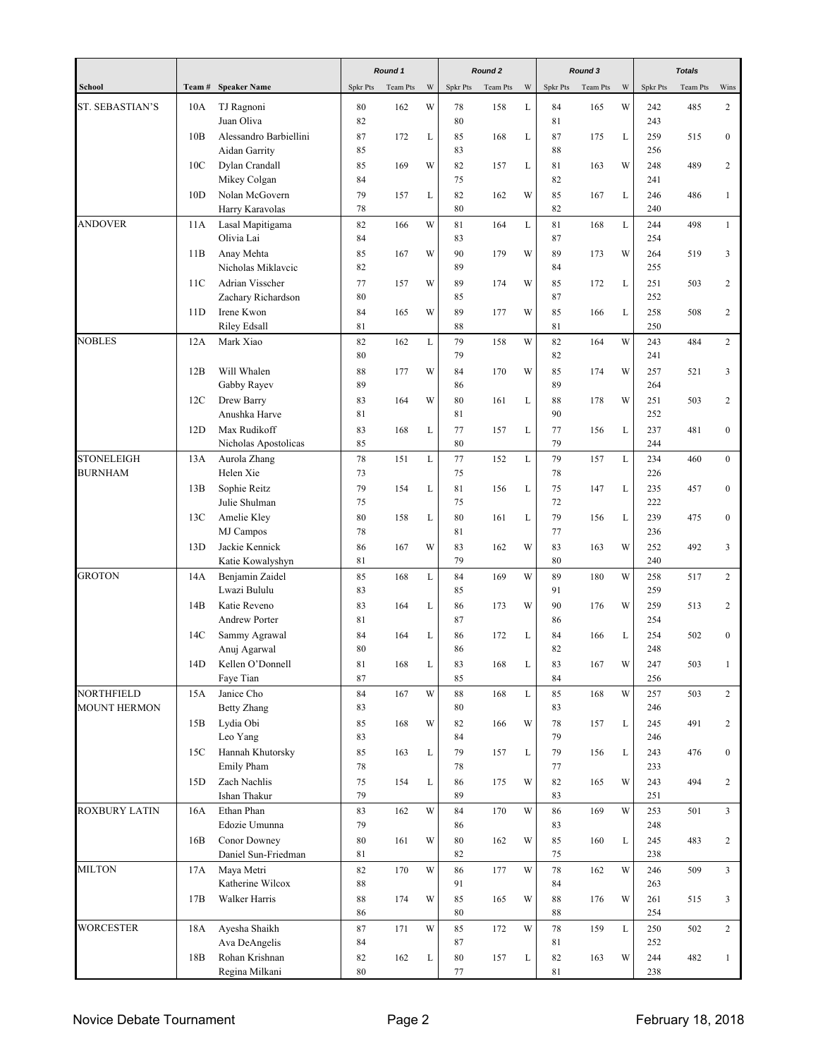| | | | Round 1 | | | Round 2 | | | Round 3 | | | Totals | | |
|---|---|---|---|---|---|---|---|---|---|---|---|---|---|---|
| School | Team # | Speaker Name | Spkr Pts | Team Pts | W | Spkr Pts | Team Pts | W | Spkr Pts | Team Pts | W | Spkr Pts | Team Pts | Wins |
| ST. SEBASTIAN'S | 10A | TJ Ragnoni | 80 | 162 | W | 78 | 158 | L | 84 | 165 | W | 242 | 485 | 2 |
| | | Juan Oliva | 82 | | | 80 | | | 81 | | | 243 | | |
| | 10B | Alessandro Barbiellini | 87 | 172 | L | 85 | 168 | L | 87 | 175 | L | 259 | 515 | 0 |
| | | Aidan Garrity | 85 | | | 83 | | | 88 | | | 256 | | |
| | 10C | Dylan Crandall | 85 | 169 | W | 82 | 157 | L | 81 | 163 | W | 248 | 489 | 2 |
| | | Mikey Colgan | 84 | | | 75 | | | 82 | | | 241 | | |
| | 10D | Nolan McGovern | 79 | 157 | L | 82 | 162 | W | 85 | 167 | L | 246 | 486 | 1 |
| | | Harry Karavolas | 78 | | | 80 | | | 82 | | | 240 | | |
| ANDOVER | 11A | Lasal Mapitigama | 82 | 166 | W | 81 | 164 | L | 81 | 168 | L | 244 | 498 | 1 |
| | | Olivia Lai | 84 | | | 83 | | | 87 | | | 254 | | |
| | 11B | Anay Mehta | 85 | 167 | W | 90 | 179 | W | 89 | 173 | W | 264 | 519 | 3 |
| | | Nicholas Miklavcic | 82 | | | 89 | | | 84 | | | 255 | | |
| | 11C | Adrian Visscher | 77 | 157 | W | 89 | 174 | W | 85 | 172 | L | 251 | 503 | 2 |
| | | Zachary Richardson | 80 | | | 85 | | | 87 | | | 252 | | |
| | 11D | Irene Kwon | 84 | 165 | W | 89 | 177 | W | 85 | 166 | L | 258 | 508 | 2 |
| | | Riley Edsall | 81 | | | 88 | | | 81 | | | 250 | | |
| NOBLES | 12A | Mark Xiao | 82 | 162 | L | 79 | 158 | W | 82 | 164 | W | 243 | 484 | 2 |
| | | | 80 | | | 79 | | | 82 | | | 241 | | |
| | 12B | Will Whalen | 88 | 177 | W | 84 | 170 | W | 85 | 174 | W | 257 | 521 | 3 |
| | | Gabby Rayev | 89 | | | 86 | | | 89 | | | 264 | | |
| | 12C | Drew Barry | 83 | 164 | W | 80 | 161 | L | 88 | 178 | W | 251 | 503 | 2 |
| | | Anushka Harve | 81 | | | 81 | | | 90 | | | 252 | | |
| | 12D | Max Rudikoff | 83 | 168 | L | 77 | 157 | L | 77 | 156 | L | 237 | 481 | 0 |
| | | Nicholas Apostolicas | 85 | | | 80 | | | 79 | | | 244 | | |
| STONELEIGH BURNHAM | 13A | Aurola Zhang | 78 | 151 | L | 77 | 152 | L | 79 | 157 | L | 234 | 460 | 0 |
| | | Helen Xie | 73 | | | 75 | | | 78 | | | 226 | | |
| | 13B | Sophie Reitz | 79 | 154 | L | 81 | 156 | L | 75 | 147 | L | 235 | 457 | 0 |
| | | Julie Shulman | 75 | | | 75 | | | 72 | | | 222 | | |
| | 13C | Amelie Kley | 80 | 158 | L | 80 | 161 | L | 79 | 156 | L | 239 | 475 | 0 |
| | | MJ Campos | 78 | | | 81 | | | 77 | | | 236 | | |
| | 13D | Jackie Kennick | 86 | 167 | W | 83 | 162 | W | 83 | 163 | W | 252 | 492 | 3 |
| | | Katie Kowalyshyn | 81 | | | 79 | | | 80 | | | 240 | | |
| GROTON | 14A | Benjamin Zaidel | 85 | 168 | L | 84 | 169 | W | 89 | 180 | W | 258 | 517 | 2 |
| | | Lwazi Bululu | 83 | | | 85 | | | 91 | | | 259 | | |
| | 14B | Katie Reveno | 83 | 164 | L | 86 | 173 | W | 90 | 176 | W | 259 | 513 | 2 |
| | | Andrew Porter | 81 | | | 87 | | | 86 | | | 254 | | |
| | 14C | Sammy Agrawal | 84 | 164 | L | 86 | 172 | L | 84 | 166 | L | 254 | 502 | 0 |
| | | Anuj Agarwal | 80 | | | 86 | | | 82 | | | 248 | | |
| | 14D | Kellen O'Donnell | 81 | 168 | L | 83 | 168 | L | 83 | 167 | W | 247 | 503 | 1 |
| | | Faye Tian | 87 | | | 85 | | | 84 | | | 256 | | |
| NORTHFIELD MOUNT HERMON | 15A | Janice Cho | 84 | 167 | W | 88 | 168 | L | 85 | 168 | W | 257 | 503 | 2 |
| | | Betty Zhang | 83 | | | 80 | | | 83 | | | 246 | | |
| | 15B | Lydia Obi | 85 | 168 | W | 82 | 166 | W | 78 | 157 | L | 245 | 491 | 2 |
| | | Leo Yang | 83 | | | 84 | | | 79 | | | 246 | | |
| | 15C | Hannah Khutorsky | 85 | 163 | L | 79 | 157 | L | 79 | 156 | L | 243 | 476 | 0 |
| | | Emily Pham | 78 | | | 78 | | | 77 | | | 233 | | |
| | 15D | Zach Nachlis | 75 | 154 | L | 86 | 175 | W | 82 | 165 | W | 243 | 494 | 2 |
| | | Ishan Thakur | 79 | | | 89 | | | 83 | | | 251 | | |
| ROXBURY LATIN | 16A | Ethan Phan | 83 | 162 | W | 84 | 170 | W | 86 | 169 | W | 253 | 501 | 3 |
| | | Edozie Umunna | 79 | | | 86 | | | 83 | | | 248 | | |
| | 16B | Conor Downey | 80 | 161 | W | 80 | 162 | W | 85 | 160 | L | 245 | 483 | 2 |
| | | Daniel Sun-Friedman | 81 | | | 82 | | | 75 | | | 238 | | |
| MILTON | 17A | Maya Metri | 82 | 170 | W | 86 | 177 | W | 78 | 162 | W | 246 | 509 | 3 |
| | | Katherine Wilcox | 88 | | | 91 | | | 84 | | | 263 | | |
| | 17B | Walker Harris | 88 | 174 | W | 85 | 165 | W | 88 | 176 | W | 261 | 515 | 3 |
| | | | 86 | | | 80 | | | 88 | | | 254 | | |
| WORCESTER | 18A | Ayesha Shaikh | 87 | 171 | W | 85 | 172 | W | 78 | 159 | L | 250 | 502 | 2 |
| | | Ava DeAngelis | 84 | | | 87 | | | 81 | | | 252 | | |
| | 18B | Rohan Krishnan | 82 | 162 | L | 80 | 157 | L | 82 | 163 | W | 244 | 482 | 1 |
| | | Regina Milkani | 80 | | | 77 | | | 81 | | | 238 | | |

Novice Debate Tournament

February 18, 2018